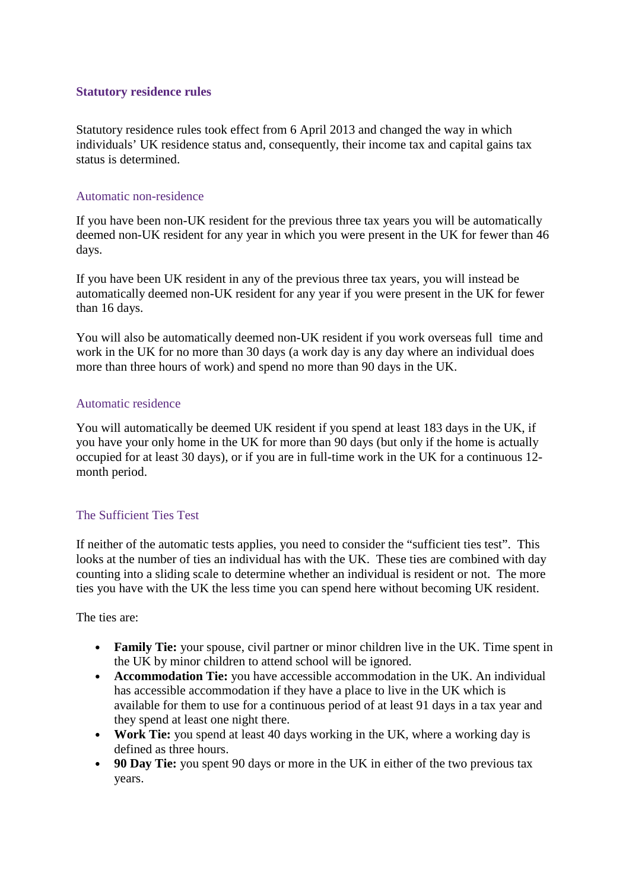## Statutory residence rules

Statutory residence rules took effect from 6 April 2013 and changed the way in which individuals' UK residence status and, consequently, their income tax and capital gains tax status is determined.

### Automatic non-residence

If you have been non-UK resident for the previous three tax years you will be automatically deemed non-UK resident for any year in which you were present in the UK for fewer than 46 days.

If you have been UK resident in any of the previous three tax years, you will instead be automatically deemed non-UK resident for any year if you were present in the UK for fewer than 16 days.

You will also be automatically deemed non-UK resident if you work overseas full time and work in the UK for no more than 30 days (a work day is any day where an individual does more than three hours of work) and spend no more than 90 days in the UK.

### Automatic residence

You will automatically be deemed UK resident if you spend at least 183 days in the UK, if you have your only home in the UK for more than 90 days (but only if the home is actually occupied for at least 30 days), or if you are in full-time work in the UK for a continuous 12-month period.

### The Sufficient Ties Test

If neither of the automatic tests applies, you need to consider the "sufficient ties test". This looks at the number of ties an individual has with the UK. These ties are combined with day counting into a sliding scale to determine whether an individual is resident or not. The more ties you have with the UK the less time you can spend here without becoming UK resident.

The ties are:

- **Family Tie:** your spouse, civil partner or minor children live in the UK. Time spent in the UK by minor children to attend school will be ignored.
- **Accommodation Tie:** you have accessible accommodation in the UK. An individual has accessible accommodation if they have a place to live in the UK which is available for them to use for a continuous period of at least 91 days in a tax year and they spend at least one night there.
- **Work Tie:** you spend at least 40 days working in the UK, where a working day is defined as three hours.
- **90 Day Tie:** you spent 90 days or more in the UK in either of the two previous tax years.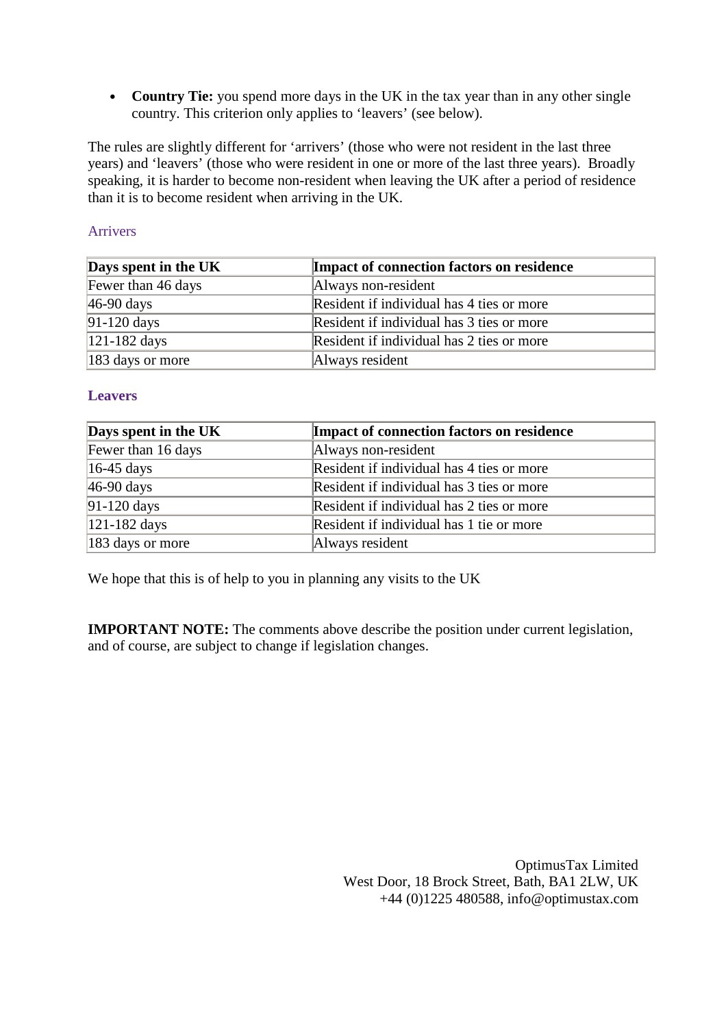- **Country Tie:** you spend more days in the UK in the tax year than in any other single country. This criterion only applies to 'leavers' (see below).

The rules are slightly different for 'arrivers' (those who were not resident in the last three years) and 'leavers' (those who were resident in one or more of the last three years). Broadly speaking, it is harder to become non-resident when leaving the UK after a period of residence than it is to become resident when arriving in the UK.

### Arrivers

| Days spent in the UK | Impact of connection factors on residence |
|---|---|
| Fewer than 46 days | Always non-resident |
| 46-90 days | Resident if individual has 4 ties or more |
| 91-120 days | Resident if individual has 3 ties or more |
| 121-182 days | Resident if individual has 2 ties or more |
| 183 days or more | Always resident |

### Leavers

| Days spent in the UK | Impact of connection factors on residence |
|---|---|
| Fewer than 16 days | Always non-resident |
| 16-45 days | Resident if individual has 4 ties or more |
| 46-90 days | Resident if individual has 3 ties or more |
| 91-120 days | Resident if individual has 2 ties or more |
| 121-182 days | Resident if individual has 1 tie or more |
| 183 days or more | Always resident |

We hope that this is of help to you in planning any visits to the UK

**IMPORTANT NOTE:** The comments above describe the position under current legislation, and of course, are subject to change if legislation changes.

OptimusTax Limited
West Door, 18 Brock Street, Bath, BA1 2LW, UK
+44 (0)1225 480588, info@optimustax.com